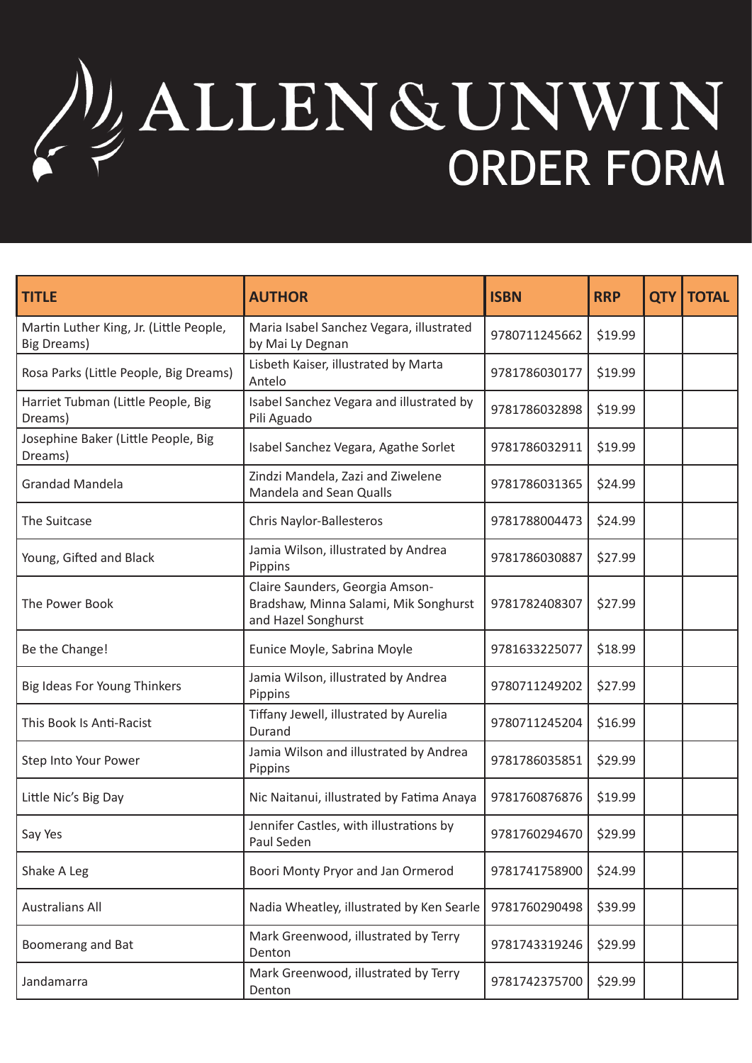# ALLEN&UNWIN

## ORDER FORM

| TITLE | AUTHOR | ISBN | RRP | QTY | TOTAL |
|---|---|---|---|---|---|
| Martin Luther King, Jr. (Little People, Big Dreams) | Maria Isabel Sanchez Vegara, illustrated by Mai Ly Degnan | 9780711245662 | $19.99 | | |
| Rosa Parks (Little People, Big Dreams) | Lisbeth Kaiser, illustrated by Marta Antelo | 9781786030177 | $19.99 | | |
| Harriet Tubman (Little People, Big Dreams) | Isabel Sanchez Vegara and illustrated by Pili Aguado | 9781786032898 | $19.99 | | |
| Josephine Baker (Little People, Big Dreams) | Isabel Sanchez Vegara, Agathe Sorlet | 9781786032911 | $19.99 | | |
| Grandad Mandela | Zindzi Mandela, Zazi and Ziwelene Mandela and Sean Qualls | 9781786031365 | $24.99 | | |
| The Suitcase | Chris Naylor-Ballesteros | 9781788004473 | $24.99 | | |
| Young, Gifted and Black | Jamia Wilson, illustrated by Andrea Pippins | 9781786030887 | $27.99 | | |
| The Power Book | Claire Saunders, Georgia Amson-Bradshaw, Minna Salami, Mik Songhurst and Hazel Songhurst | 9781782408307 | $27.99 | | |
| Be the Change! | Eunice Moyle, Sabrina Moyle | 9781633225077 | $18.99 | | |
| Big Ideas For Young Thinkers | Jamia Wilson, illustrated by Andrea Pippins | 9780711249202 | $27.99 | | |
| This Book Is Anti-Racist | Tiffany Jewell, illustrated by Aurelia Durand | 9780711245204 | $16.99 | | |
| Step Into Your Power | Jamia Wilson and illustrated by Andrea Pippins | 9781786035851 | $29.99 | | |
| Little Nic's Big Day | Nic Naitanui, illustrated by Fatima Anaya | 9781760876876 | $19.99 | | |
| Say Yes | Jennifer Castles, with illustrations by Paul Seden | 9781760294670 | $29.99 | | |
| Shake A Leg | Boori Monty Pryor and Jan Ormerod | 9781741758900 | $24.99 | | |
| Australians All | Nadia Wheatley, illustrated by Ken Searle | 9781760290498 | $39.99 | | |
| Boomerang and Bat | Mark Greenwood, illustrated by Terry Denton | 9781743319246 | $29.99 | | |
| Jandamarra | Mark Greenwood, illustrated by Terry Denton | 9781742375700 | $29.99 | | |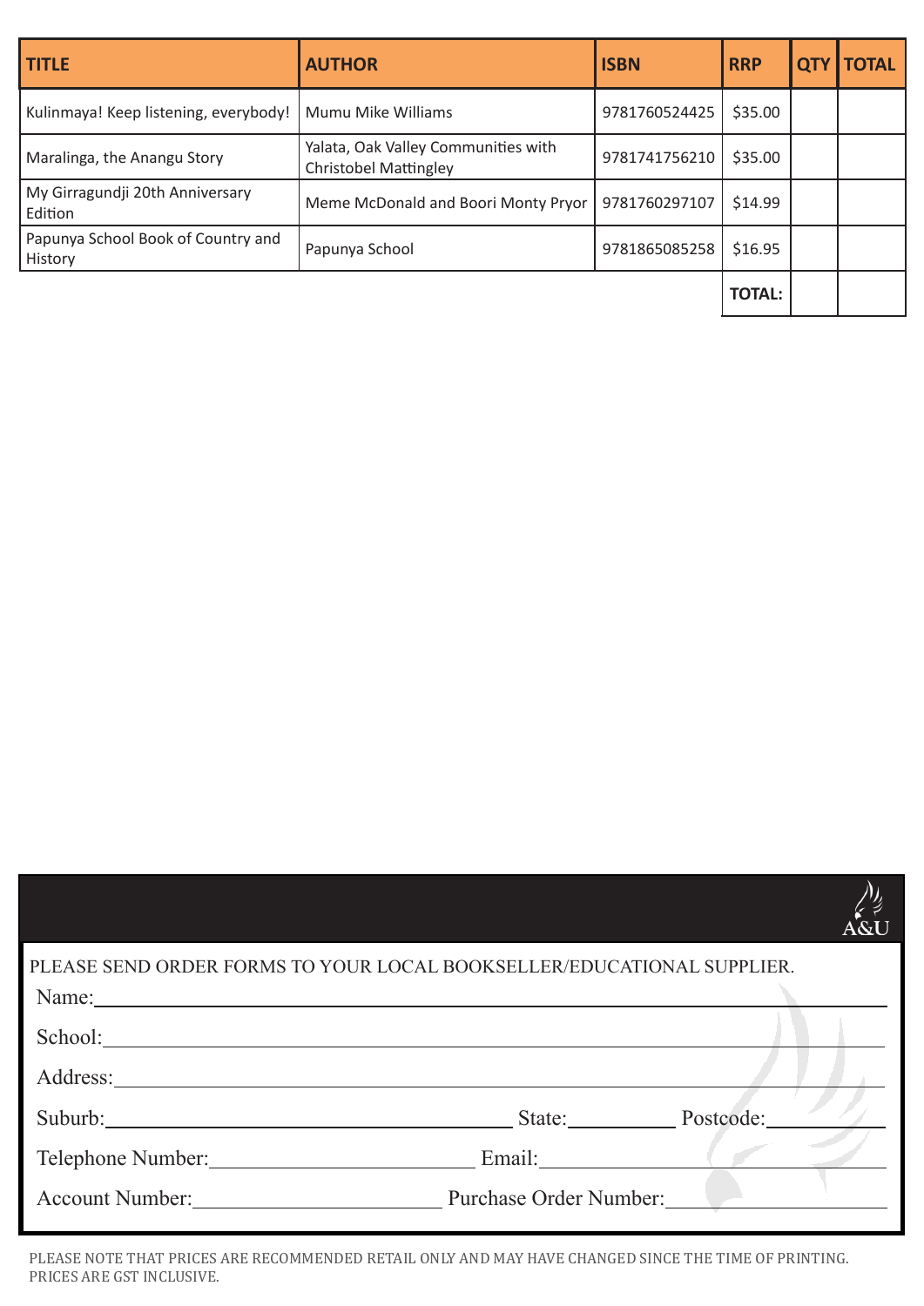| TITLE | AUTHOR | ISBN | RRP | QTY | TOTAL |
|---|---|---|---|---|---|
| Kulinmaya! Keep listening, everybody! | Mumu Mike Williams | 9781760524425 | $35.00 | | |
| Maralinga, the Anangu Story | Yalata, Oak Valley Communities with Christobel Mattingley | 9781741756210 | $35.00 | | |
| My Girragundji 20th Anniversary Edition | Meme McDonald and Boori Monty Pryor | 9781760297107 | $14.99 | | |
| Papunya School Book of Country and History | Papunya School | 9781865085258 | $16.95 | | |
| | | | **TOTAL:** | | |

A&U

PLEASE SEND ORDER FORMS TO YOUR LOCAL BOOKSELLER/EDUCATIONAL SUPPLIER.

Name: ______________________________

School: ______________________________

Address: ______________________________

Suburb: ______________ State: __________ Postcode: __________

Telephone Number: ______________ Email: ______________

Account Number: ______________ Purchase Order Number: ______________

PLEASE NOTE THAT PRICES ARE RECOMMENDED RETAIL ONLY AND MAY HAVE CHANGED SINCE THE TIME OF PRINTING. PRICES ARE GST INCLUSIVE.